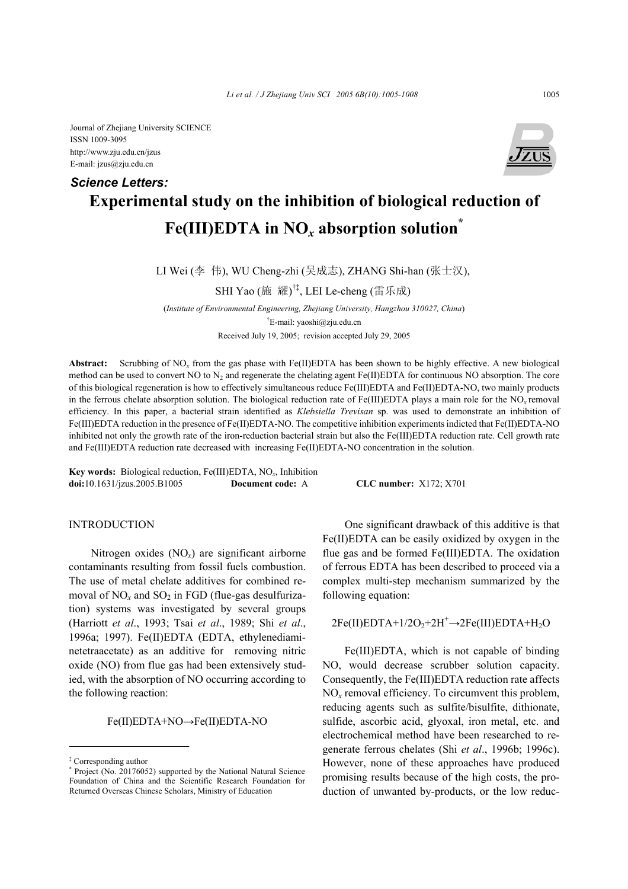Journal of Zhejiang University SCIENCE
ISSN 1009-3095
http://www.zju.edu.cn/jzus
E-mail: jzus@zju.edu.cn

***Science Letters:***

# Experimental study on the inhibition of biological reduction of Fe(III)EDTA in $NO_x$ absorption solution*

LI Wei (李 伟), WU Cheng-zhi (吴成志), ZHANG Shi-han (张士汉), SHI Yao (施 耀)[†‡], LEI Le-cheng (雷乐成)

(*Institute of Environmental Engineering, Zhejiang University, Hangzhou 310027, China*)

[†]E-mail: yaoshi@zju.edu.cn

Received July 19, 2005; revision accepted July 29, 2005

**Abstract:** Scrubbing of $NO_x$ from the gas phase with Fe(II)EDTA has been shown to be highly effective. A new biological method can be used to convert NO to $N_2$ and regenerate the chelating agent Fe(II)EDTA for continuous NO absorption. The core of this biological regeneration is how to effectively simultaneous reduce Fe(III)EDTA and Fe(II)EDTA-NO, two mainly products in the ferrous chelate absorption solution. The biological reduction rate of Fe(III)EDTA plays a main role for the $NO_x$ removal efficiency. In this paper, a bacterial strain identified as *Klebsiella Trevisan* sp. was used to demonstrate an inhibition of Fe(III)EDTA reduction in the presence of Fe(II)EDTA-NO. The competitive inhibition experiments indicted that Fe(II)EDTA-NO inhibited not only the growth rate of the iron-reduction bacterial strain but also the Fe(III)EDTA reduction rate. Cell growth rate and Fe(III)EDTA reduction rate decreased with increasing Fe(II)EDTA-NO concentration in the solution.

**Key words:** Biological reduction, Fe(III)EDTA, $NO_x$, Inhibition

**doi:**10.1631/jzus.2005.B1005 **Document code:** A **CLC number:** X172; X701

## INTRODUCTION

Nitrogen oxides ($NO_x$) are significant airborne contaminants resulting from fossil fuels combustion. The use of metal chelate additives for combined removal of $NO_x$ and $SO_2$ in FGD (flue-gas desulfurization) systems was investigated by several groups (Harriott *et al*., 1993; Tsai *et al*., 1989; Shi *et al*., 1996a; 1997). Fe(II)EDTA (EDTA, ethylenediaminetetraacetate) as an additive for removing nitric oxide (NO) from flue gas had been extensively studied, with the absorption of NO occurring according to the following reaction:

$$\text{Fe(II)EDTA+NO} \rightarrow \text{Fe(II)EDTA-NO}$$

One significant drawback of this additive is that Fe(II)EDTA can be easily oxidized by oxygen in the flue gas and be formed Fe(III)EDTA. The oxidation of ferrous EDTA has been described to proceed via a complex multi-step mechanism summarized by the following equation:

$$\text{2Fe(II)EDTA+1/2O}_2\text{+2H}^+ \rightarrow \text{2Fe(III)EDTA+H}_2\text{O}$$

Fe(III)EDTA, which is not capable of binding NO, would decrease scrubber solution capacity. Consequently, the Fe(III)EDTA reduction rate affects $NO_x$ removal efficiency. To circumvent this problem, reducing agents such as sulfite/bisulfite, dithionate, sulfide, ascorbic acid, glyoxal, iron metal, etc. and electrochemical method have been researched to regenerate ferrous chelates (Shi *et al*., 1996b; 1996c). However, none of these approaches have produced promising results because of the high costs, the production of unwanted by-products, or the low reduc-

---

[‡] Corresponding author

[*] Project (No. 20176052) supported by the National Natural Science Foundation of China and the Scientific Research Foundation for Returned Overseas Chinese Scholars, Ministry of Education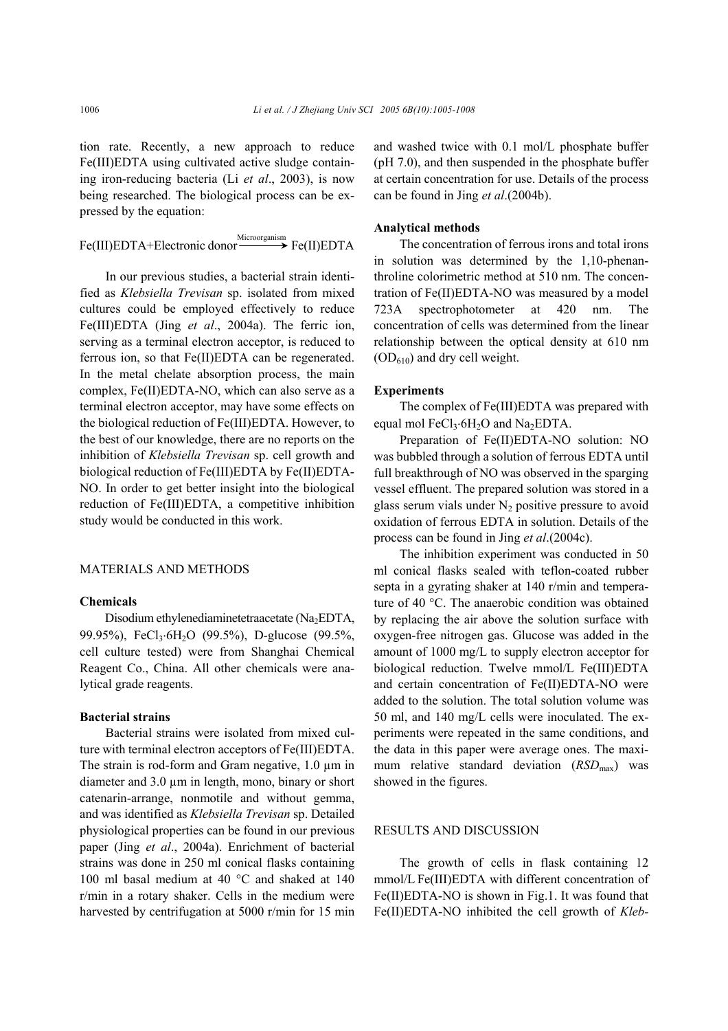tion rate. Recently, a new approach to reduce Fe(III)EDTA using cultivated active sludge containing iron-reducing bacteria (Li *et al*., 2003), is now being researched. The biological process can be expressed by the equation:

$$\text{Fe(III)EDTA+Electronic donor} \xrightarrow{\text{Microorganism}} \text{Fe(II)EDTA}$$

In our previous studies, a bacterial strain identified as *Klebsiella Trevisan* sp. isolated from mixed cultures could be employed effectively to reduce Fe(III)EDTA (Jing *et al*., 2004a). The ferric ion, serving as a terminal electron acceptor, is reduced to ferrous ion, so that Fe(II)EDTA can be regenerated. In the metal chelate absorption process, the main complex, Fe(II)EDTA-NO, which can also serve as a terminal electron acceptor, may have some effects on the biological reduction of Fe(III)EDTA. However, to the best of our knowledge, there are no reports on the inhibition of *Klebsiella Trevisan* sp. cell growth and biological reduction of Fe(III)EDTA by Fe(II)EDTA-NO. In order to get better insight into the biological reduction of Fe(III)EDTA, a competitive inhibition study would be conducted in this work.

## MATERIALS AND METHODS

### Chemicals

Disodium ethylenediaminetetraacetate ($Na_2EDTA$, 99.95%), $FeCl_3 \cdot 6H_2O$ (99.5%), D-glucose (99.5%, cell culture tested) were from Shanghai Chemical Reagent Co., China. All other chemicals were analytical grade reagents.

### Bacterial strains

Bacterial strains were isolated from mixed culture with terminal electron acceptors of Fe(III)EDTA. The strain is rod-form and Gram negative, 1.0 µm in diameter and 3.0 µm in length, mono, binary or short catenarin-arrange, nonmotile and without gemma, and was identified as *Klebsiella Trevisan* sp. Detailed physiological properties can be found in our previous paper (Jing *et al*., 2004a). Enrichment of bacterial strains was done in 250 ml conical flasks containing 100 ml basal medium at 40 °C and shaked at 140 r/min in a rotary shaker. Cells in the medium were harvested by centrifugation at 5000 r/min for 15 min and washed twice with 0.1 mol/L phosphate buffer (pH 7.0), and then suspended in the phosphate buffer at certain concentration for use. Details of the process can be found in Jing *et al*.(2004b).

### Analytical methods

The concentration of ferrous irons and total irons in solution was determined by the 1,10-phenanthroline colorimetric method at 510 nm. The concentration of Fe(II)EDTA-NO was measured by a model 723A spectrophotometer at 420 nm. The concentration of cells was determined from the linear relationship between the optical density at 610 nm ($OD_{610}$) and dry cell weight.

### Experiments

The complex of Fe(III)EDTA was prepared with equal mol $FeCl_3 \cdot 6H_2O$ and $Na_2EDTA$.

Preparation of Fe(II)EDTA-NO solution: NO was bubbled through a solution of ferrous EDTA until full breakthrough of NO was observed in the sparging vessel effluent. The prepared solution was stored in a glass serum vials under $N_2$ positive pressure to avoid oxidation of ferrous EDTA in solution. Details of the process can be found in Jing *et al*.(2004c).

The inhibition experiment was conducted in 50 ml conical flasks sealed with teflon-coated rubber septa in a gyrating shaker at 140 r/min and temperature of 40 °C. The anaerobic condition was obtained by replacing the air above the solution surface with oxygen-free nitrogen gas. Glucose was added in the amount of 1000 mg/L to supply electron acceptor for biological reduction. Twelve mmol/L Fe(III)EDTA and certain concentration of Fe(II)EDTA-NO were added to the solution. The total solution volume was 50 ml, and 140 mg/L cells were inoculated. The experiments were repeated in the same conditions, and the data in this paper were average ones. The maximum relative standard deviation ($RSD_{max}$) was showed in the figures.

## RESULTS AND DISCUSSION

The growth of cells in flask containing 12 mmol/L Fe(III)EDTA with different concentration of Fe(II)EDTA-NO is shown in Fig.1. It was found that Fe(II)EDTA-NO inhibited the cell growth of *Kleb-*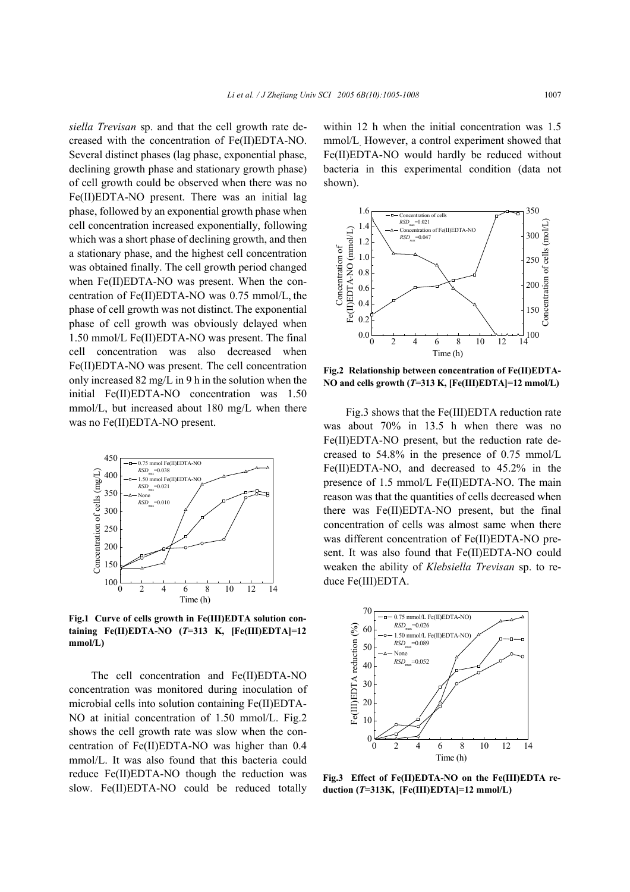*siella Trevisan* sp. and that the cell growth rate decreased with the concentration of Fe(II)EDTA-NO. Several distinct phases (lag phase, exponential phase, declining growth phase and stationary growth phase) of cell growth could be observed when there was no Fe(II)EDTA-NO present. There was an initial lag phase, followed by an exponential growth phase when cell concentration increased exponentially, following which was a short phase of declining growth, and then a stationary phase, and the highest cell concentration was obtained finally. The cell growth period changed when Fe(II)EDTA-NO was present. When the concentration of Fe(II)EDTA-NO was 0.75 mmol/L, the phase of cell growth was not distinct. The exponential phase of cell growth was obviously delayed when 1.50 mmol/L Fe(II)EDTA-NO was present. The final cell concentration was also decreased when Fe(II)EDTA-NO was present. The cell concentration only increased 82 mg/L in 9 h in the solution when the initial Fe(II)EDTA-NO concentration was 1.50 mmol/L, but increased about 180 mg/L when there was no Fe(II)EDTA-NO present.

**Fig.1 Curve of cells growth in Fe(III)EDTA solution containing Fe(II)EDTA-NO ($T$=313 K, [Fe(III)EDTA]=12 mmol/L)**

The cell concentration and Fe(II)EDTA-NO concentration was monitored during inoculation of microbial cells into solution containing Fe(II)EDTA-NO at initial concentration of 1.50 mmol/L. Fig.2 shows the cell growth rate was slow when the concentration of Fe(II)EDTA-NO was higher than 0.4 mmol/L. It was also found that this bacteria could reduce Fe(II)EDTA-NO though the reduction was slow. Fe(II)EDTA-NO could be reduced totally within 12 h when the initial concentration was 1.5 mmol/L. However, a control experiment showed that Fe(II)EDTA-NO would hardly be reduced without bacteria in this experimental condition (data not shown).

**Fig.2 Relationship between concentration of Fe(II)EDTA-NO and cells growth ($T$=313 K, [Fe(III)EDTA]=12 mmol/L)**

Fig.3 shows that the Fe(III)EDTA reduction rate was about 70% in 13.5 h when there was no Fe(II)EDTA-NO present, but the reduction rate decreased to 54.8% in the presence of 0.75 mmol/L Fe(II)EDTA-NO, and decreased to 45.2% in the presence of 1.5 mmol/L Fe(II)EDTA-NO. The main reason was that the quantities of cells decreased when there was Fe(II)EDTA-NO present, but the final concentration of cells was almost same when there was different concentration of Fe(II)EDTA-NO present. It was also found that Fe(II)EDTA-NO could weaken the ability of *Klebsiella Trevisan* sp. to reduce Fe(III)EDTA.

**Fig.3 Effect of Fe(II)EDTA-NO on the Fe(III)EDTA reduction ($T$=313K, [Fe(III)EDTA]=12 mmol/L)**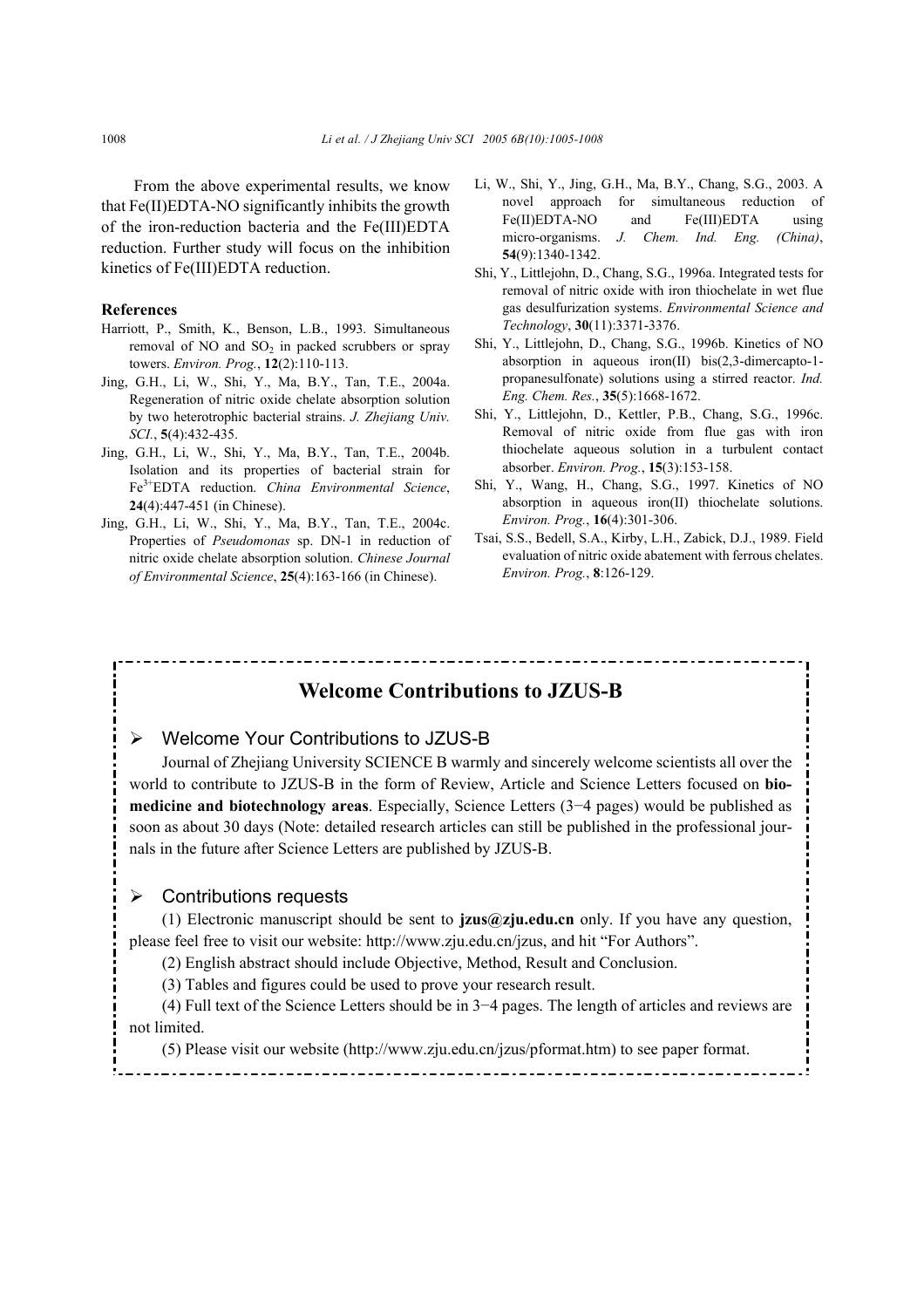From the above experimental results, we know that Fe(II)EDTA-NO significantly inhibits the growth of the iron-reduction bacteria and the Fe(III)EDTA reduction. Further study will focus on the inhibition kinetics of Fe(III)EDTA reduction.

## References

Harriott, P., Smith, K., Benson, L.B., 1993. Simultaneous removal of NO and $SO_2$ in packed scrubbers or spray towers. *Environ. Prog.*, **12**(2):110-113.

Jing, G.H., Li, W., Shi, Y., Ma, B.Y., Tan, T.E., 2004a. Regeneration of nitric oxide chelate absorption solution by two heterotrophic bacterial strains. *J. Zhejiang Univ. SCI.*, **5**(4):432-435.

Jing, G.H., Li, W., Shi, Y., Ma, B.Y., Tan, T.E., 2004b. Isolation and its properties of bacterial strain for $Fe^{3+}$EDTA reduction. *China Environmental Science*, **24**(4):447-451 (in Chinese).

Jing, G.H., Li, W., Shi, Y., Ma, B.Y., Tan, T.E., 2004c. Properties of *Pseudomonas* sp. DN-1 in reduction of nitric oxide chelate absorption solution. *Chinese Journal of Environmental Science*, **25**(4):163-166 (in Chinese).

Li, W., Shi, Y., Jing, G.H., Ma, B.Y., Chang, S.G., 2003. A novel approach for simultaneous reduction of Fe(II)EDTA-NO and Fe(III)EDTA using micro-organisms. *J. Chem. Ind. Eng. (China)*, **54**(9):1340-1342.

Shi, Y., Littlejohn, D., Chang, S.G., 1996a. Integrated tests for removal of nitric oxide with iron thiochelate in wet flue gas desulfurization systems. *Environmental Science and Technology*, **30**(11):3371-3376.

Shi, Y., Littlejohn, D., Chang, S.G., 1996b. Kinetics of NO absorption in aqueous iron(II) bis(2,3-dimercapto-1-propanesulfonate) solutions using a stirred reactor. *Ind. Eng. Chem. Res.*, **35**(5):1668-1672.

Shi, Y., Littlejohn, D., Kettler, P.B., Chang, S.G., 1996c. Removal of nitric oxide from flue gas with iron thiochelate aqueous solution in a turbulent contact absorber. *Environ. Prog.*, **15**(3):153-158.

Shi, Y., Wang, H., Chang, S.G., 1997. Kinetics of NO absorption in aqueous iron(II) thiochelate solutions. *Environ. Prog.*, **16**(4):301-306.

Tsai, S.S., Bedell, S.A., Kirby, L.H., Zabick, D.J., 1989. Field evaluation of nitric oxide abatement with ferrous chelates. *Environ. Prog.*, **8**:126-129.

---

## Welcome Contributions to JZUS-B

### ➢ Welcome Your Contributions to JZUS-B

Journal of Zhejiang University SCIENCE B warmly and sincerely welcome scientists all over the world to contribute to JZUS-B in the form of Review, Article and Science Letters focused on **bio-medicine and biotechnology areas**. Especially, Science Letters (3−4 pages) would be published as soon as about 30 days (Note: detailed research articles can still be published in the professional journals in the future after Science Letters are published by JZUS-B.

### ➢ Contributions requests

(1) Electronic manuscript should be sent to **jzus@zju.edu.cn** only. If you have any question, please feel free to visit our website: http://www.zju.edu.cn/jzus, and hit "For Authors".

(2) English abstract should include Objective, Method, Result and Conclusion.

(3) Tables and figures could be used to prove your research result.

(4) Full text of the Science Letters should be in 3−4 pages. The length of articles and reviews are not limited.

(5) Please visit our website (http://www.zju.edu.cn/jzus/pformat.htm) to see paper format.